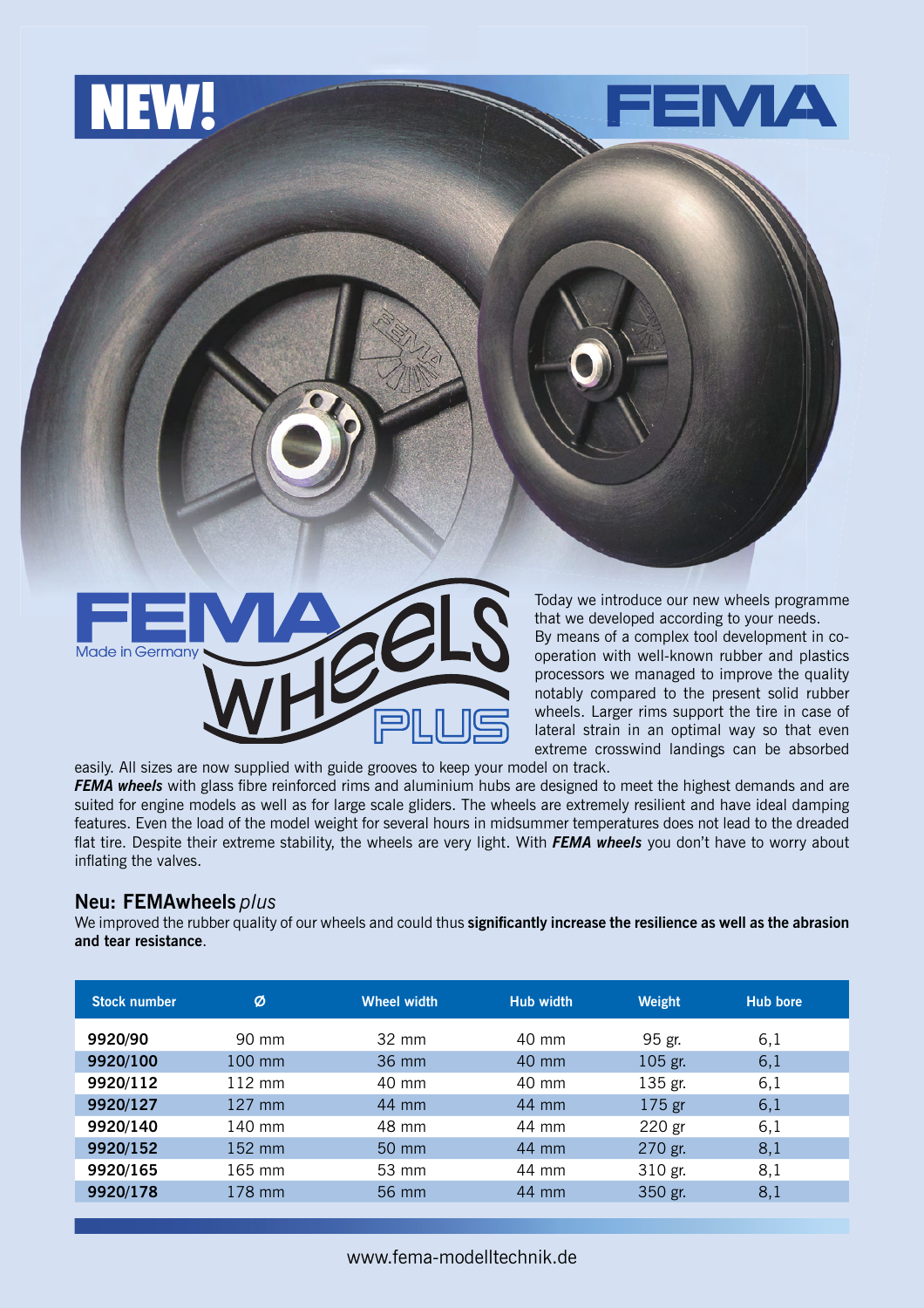# NEW!

FEMA

FEMA Made in Germany WHEELS PLUS

Today we introduce our new wheels programme that we developed according to your needs. By means of a complex tool development in co-operation with well-known rubber and plastics processors we managed to improve the quality notably compared to the present solid rubber wheels. Larger rims support the tire in case of lateral strain in an optimal way so that even extreme crosswind landings can be absorbed easily. All sizes are now supplied with guide grooves to keep your model on track.

***FEMA wheels*** with glass fibre reinforced rims and aluminium hubs are designed to meet the highest demands and are suited for engine models as well as for large scale gliders. The wheels are extremely resilient and have ideal damping features. Even the load of the model weight for several hours in midsummer temperatures does not lead to the dreaded flat tire. Despite their extreme stability, the wheels are very light. With ***FEMA wheels*** you don't have to worry about inflating the valves.

## Neu: FEMAwheels *plus*

We improved the rubber quality of our wheels and could thus **significantly increase the resilience as well as the abrasion and tear resistance**.

| Stock number | Ø | Wheel width | Hub width | Weight | Hub bore |
|---|---|---|---|---|---|
| 9920/90 | 90 mm | 32 mm | 40 mm | 95 gr. | 6,1 |
| 9920/100 | 100 mm | 36 mm | 40 mm | 105 gr. | 6,1 |
| 9920/112 | 112 mm | 40 mm | 40 mm | 135 gr. | 6,1 |
| 9920/127 | 127 mm | 44 mm | 44 mm | 175 gr | 6,1 |
| 9920/140 | 140 mm | 48 mm | 44 mm | 220 gr | 6,1 |
| 9920/152 | 152 mm | 50 mm | 44 mm | 270 gr. | 8,1 |
| 9920/165 | 165 mm | 53 mm | 44 mm | 310 gr. | 8,1 |
| 9920/178 | 178 mm | 56 mm | 44 mm | 350 gr. | 8,1 |

www.fema-modelltechnik.de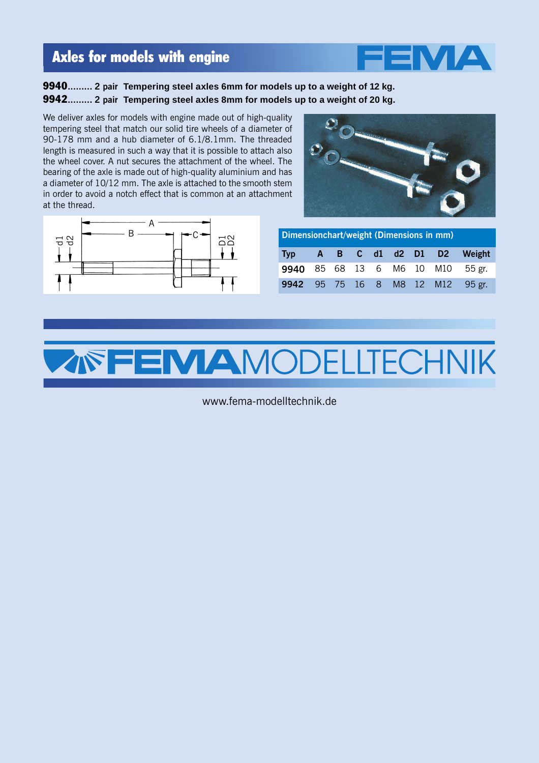# Axles for models with engine

**9940**......... 2 pair **Tempering steel axles 6mm for models up to a weight of 12 kg.**
**9942**......... 2 pair **Tempering steel axles 8mm for models up to a weight of 20 kg.**

We deliver axles for models with engine made out of high-quality tempering steel that match our solid tire wheels of a diameter of 90-178 mm and a hub diameter of 6.1/8.1mm. The threaded length is measured in such a way that it is possible to attach also the wheel cover. A nut secures the attachment of the wheel. The bearing of the axle is made out of high-quality aluminium and has a diameter of 10/12 mm. The axle is attached to the smooth stem in order to avoid a notch effect that is common at an attachment at the thread.

A
B
C
d1
d2
D1
D2

**Dimensionchart/weight (Dimensions in mm)**

| Typ | A | B | C | d1 | d2 | D1 | D2 | Weight |
|---|---|---|---|---|---|---|---|---|
| **9940** | 85 | 68 | 13 | 6 | M6 | 10 | M10 | 55 gr. |
| **9942** | 95 | 75 | 16 | 8 | M8 | 12 | M12 | 95 gr. |

FEMA MODELLTECHNIK

www.fema-modelltechnik.de